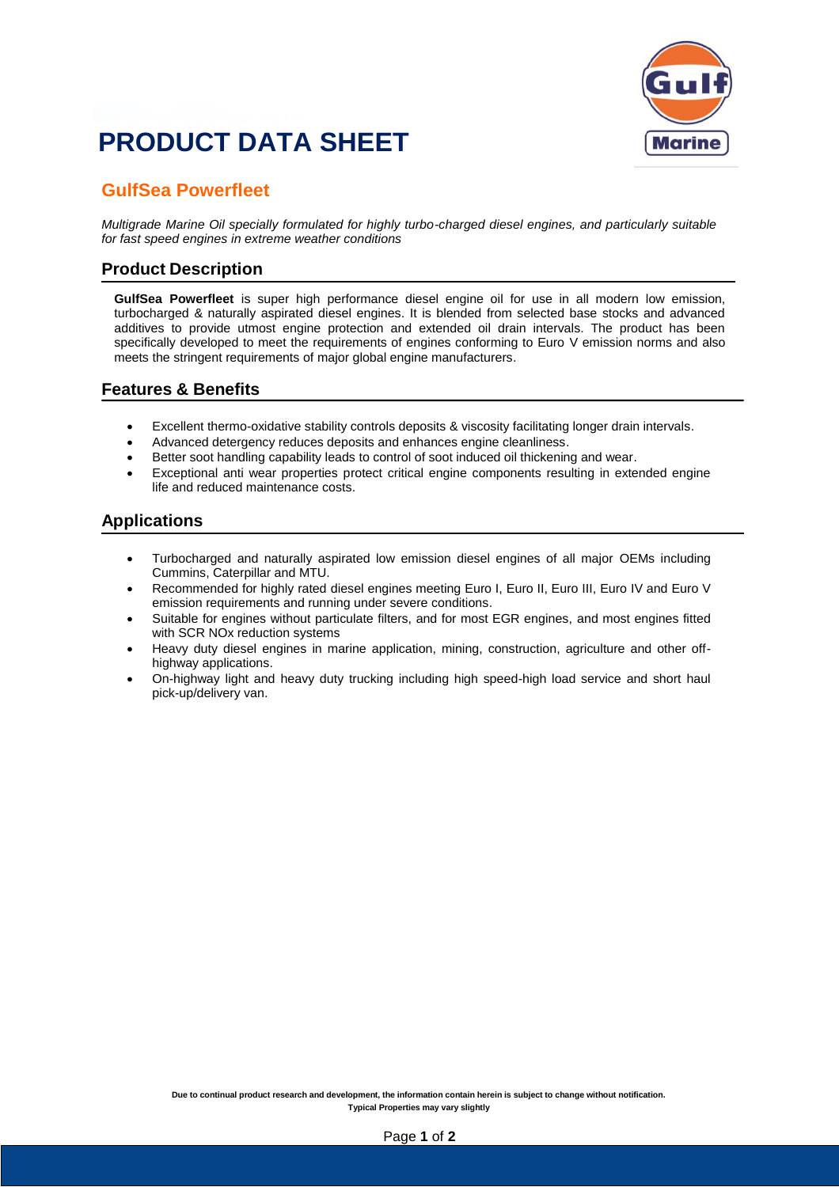# PRODUCT DATA SHEET

## GulfSea Powerfleet

*Multigrade Marine Oil specially formulated for highly turbo-charged diesel engines, and particularly suitable for fast speed engines in extreme weather conditions*

### Product Description

**GulfSea Powerfleet** is super high performance diesel engine oil for use in all modern low emission, turbocharged & naturally aspirated diesel engines. It is blended from selected base stocks and advanced additives to provide utmost engine protection and extended oil drain intervals. The product has been specifically developed to meet the requirements of engines conforming to Euro V emission norms and also meets the stringent requirements of major global engine manufacturers.

### Features & Benefits

- Excellent thermo-oxidative stability controls deposits & viscosity facilitating longer drain intervals.
- Advanced detergency reduces deposits and enhances engine cleanliness.
- Better soot handling capability leads to control of soot induced oil thickening and wear.
- Exceptional anti wear properties protect critical engine components resulting in extended engine life and reduced maintenance costs.

### Applications

- Turbocharged and naturally aspirated low emission diesel engines of all major OEMs including Cummins, Caterpillar and MTU.
- Recommended for highly rated diesel engines meeting Euro I, Euro II, Euro III, Euro IV and Euro V emission requirements and running under severe conditions.
- Suitable for engines without particulate filters, and for most EGR engines, and most engines fitted with SCR NOx reduction systems
- Heavy duty diesel engines in marine application, mining, construction, agriculture and other off-highway applications.
- On-highway light and heavy duty trucking including high speed-high load service and short haul pick-up/delivery van.

**Due to continual product research and development, the information contain herein is subject to change without notification.**
**Typical Properties may vary slightly**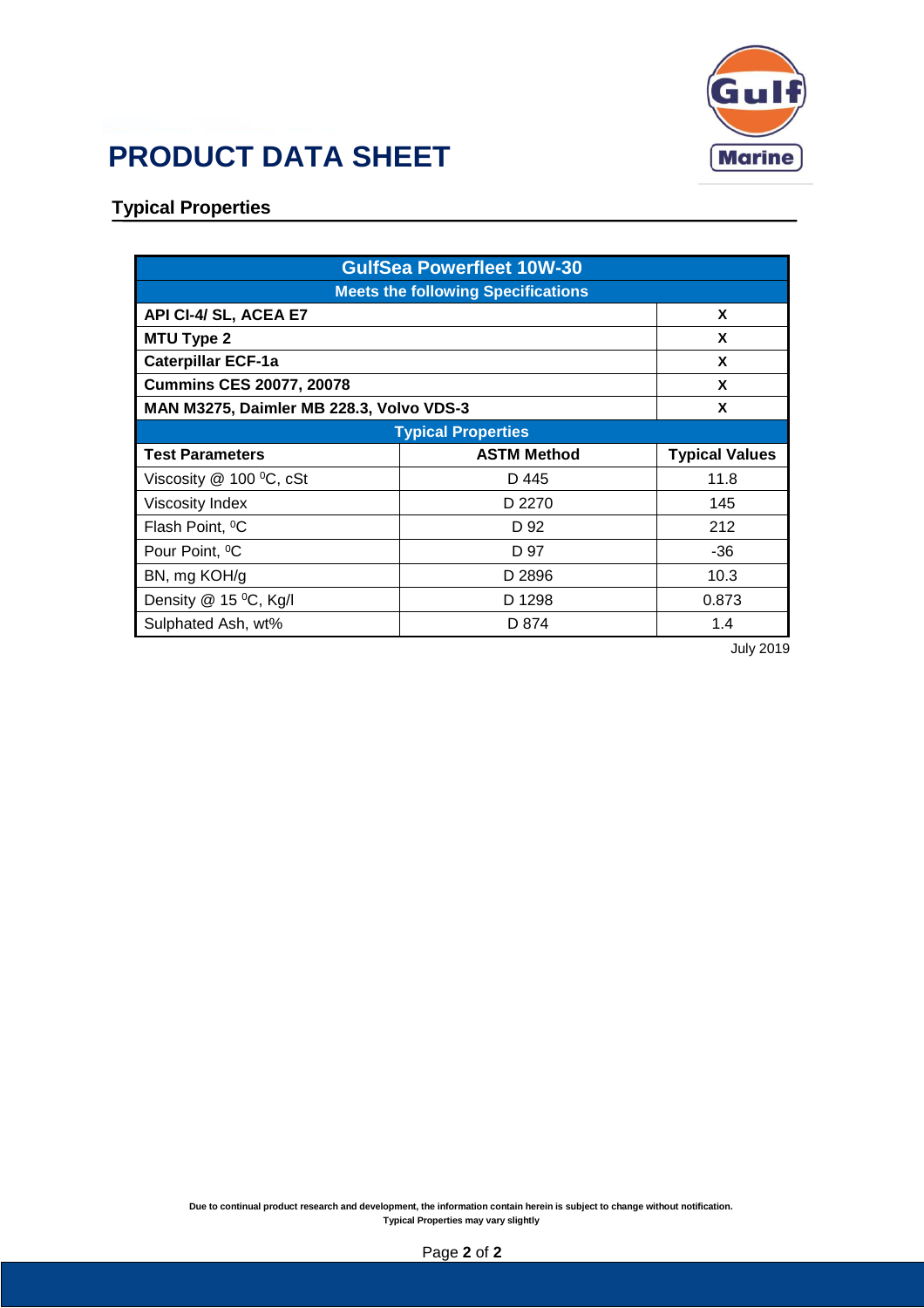# PRODUCT DATA SHEET

## Typical Properties

| GulfSea Powerfleet 10W-30 | | |
|---|---|---|
| **Meets the following Specifications** | | |
| **API CI-4/ SL, ACEA E7** | | **X** |
| **MTU Type 2** | | **X** |
| **Caterpillar ECF-1a** | | **X** |
| **Cummins CES 20077, 20078** | | **X** |
| **MAN M3275, Daimler MB 228.3, Volvo VDS-3** | | **X** |
| **Typical Properties** | | |
| **Test Parameters** | **ASTM Method** | **Typical Values** |
| Viscosity @ 100 $^0$C, cSt | D 445 | 11.8 |
| Viscosity Index | D 2270 | 145 |
| Flash Point, $^0$C | D 92 | 212 |
| Pour Point, $^0$C | D 97 | -36 |
| BN, mg KOH/g | D 2896 | 10.3 |
| Density @ 15 $^0$C, Kg/l | D 1298 | 0.873 |
| Sulphated Ash, wt% | D 874 | 1.4 |

July 2019

**Due to continual product research and development, the information contain herein is subject to change without notification.**
**Typical Properties may vary slightly**